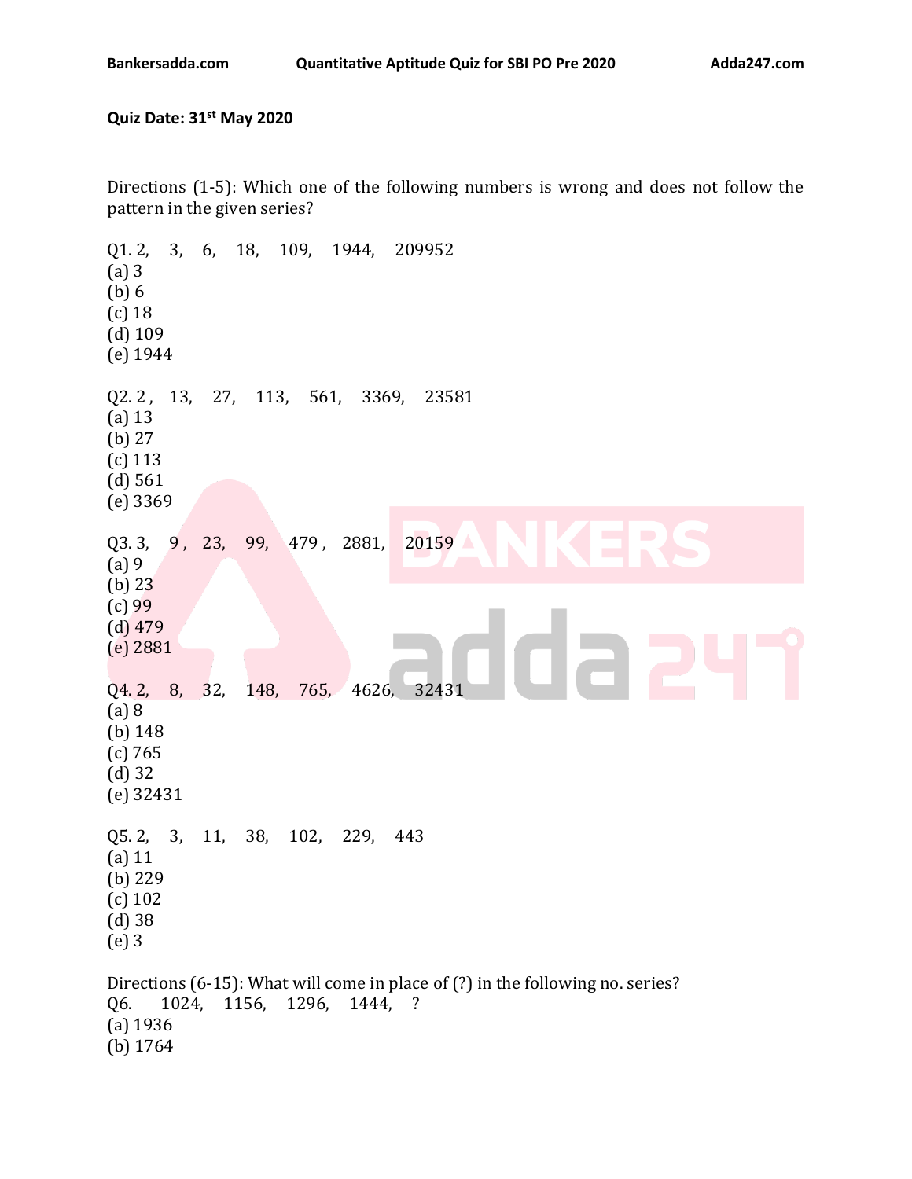**Quiz Date: 31st May 2020**

Directions (1-5): Which one of the following numbers is wrong and does not follow the pattern in the given series?

Q1. 2, 3, 6, 18, 109, 1944, 209952
(a) 3
(b) 6
(c) 18
(d) 109
(e) 1944

Q2. 2, 13, 27, 113, 561, 3369, 23581
(a) 13
(b) 27
(c) 113
(d) 561
(e) 3369

Q3. 3, 9, 23, 99, 479, 2881, 20159
(a) 9
(b) 23
(c) 99
(d) 479
(e) 2881

Q4. 2, 8, 32, 148, 765, 4626, 32431
(a) 8
(b) 148
(c) 765
(d) 32
(e) 32431

Q5. 2, 3, 11, 38, 102, 229, 443
(a) 11
(b) 229
(c) 102
(d) 38
(e) 3

Directions (6-15): What will come in place of (?) in the following no. series?

Q6. 1024, 1156, 1296, 1444, ?
(a) 1936
(b) 1764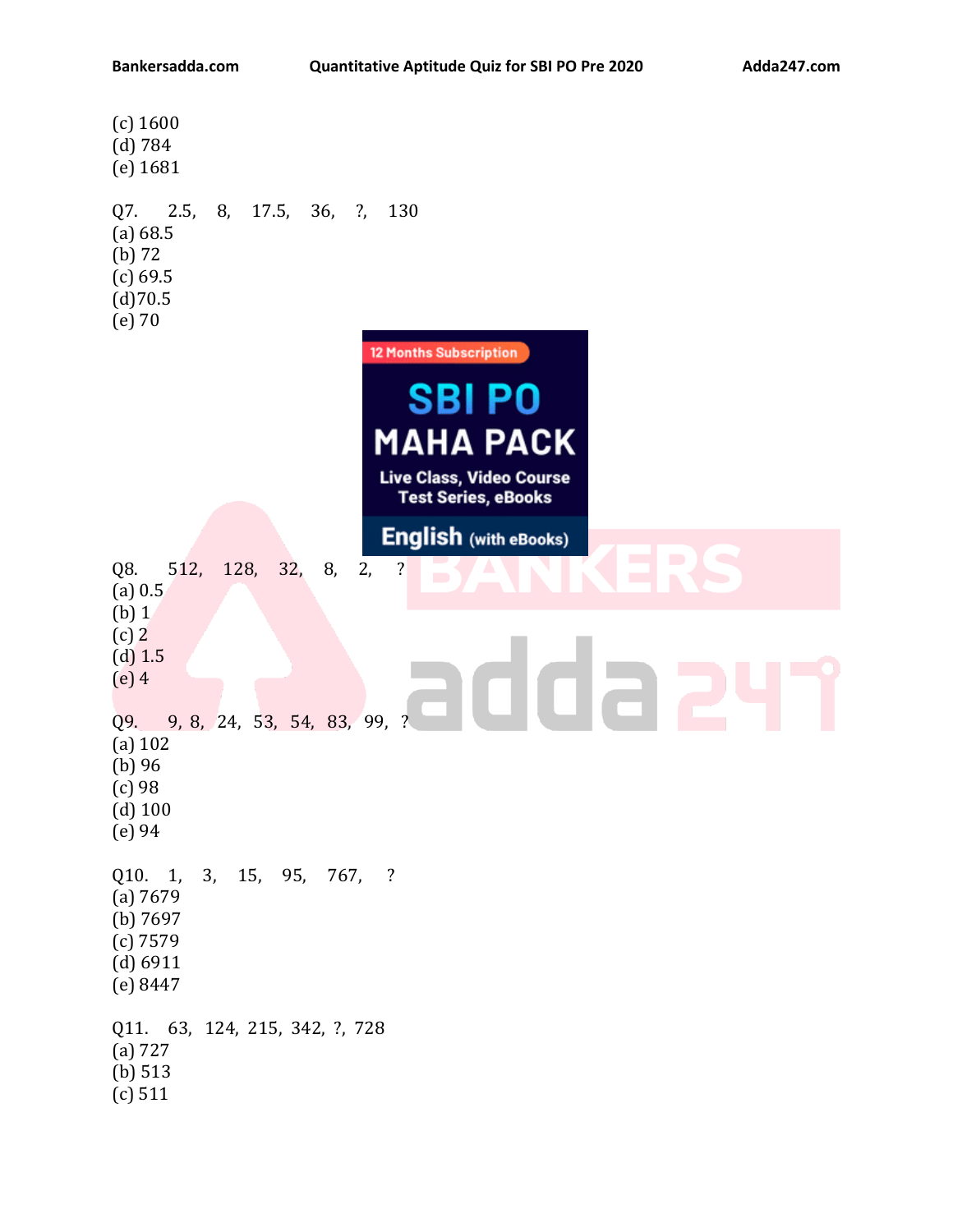(c) 1600
(d) 784
(e) 1681

Q7. 2.5, 8, 17.5, 36, ?, 130
(a) 68.5
(b) 72
(c) 69.5
(d)70.5
(e) 70

Q8. 512, 128, 32, 8, 2, ?
(a) 0.5
(b) 1
(c) 2
(d) 1.5
(e) 4

Q9. 9, 8, 24, 53, 54, 83, 99, ?
(a) 102
(b) 96
(c) 98
(d) 100
(e) 94

Q10. 1, 3, 15, 95, 767, ?
(a) 7679
(b) 7697
(c) 7579
(d) 6911
(e) 8447

Q11. 63, 124, 215, 342, ?, 728
(a) 727
(b) 513
(c) 511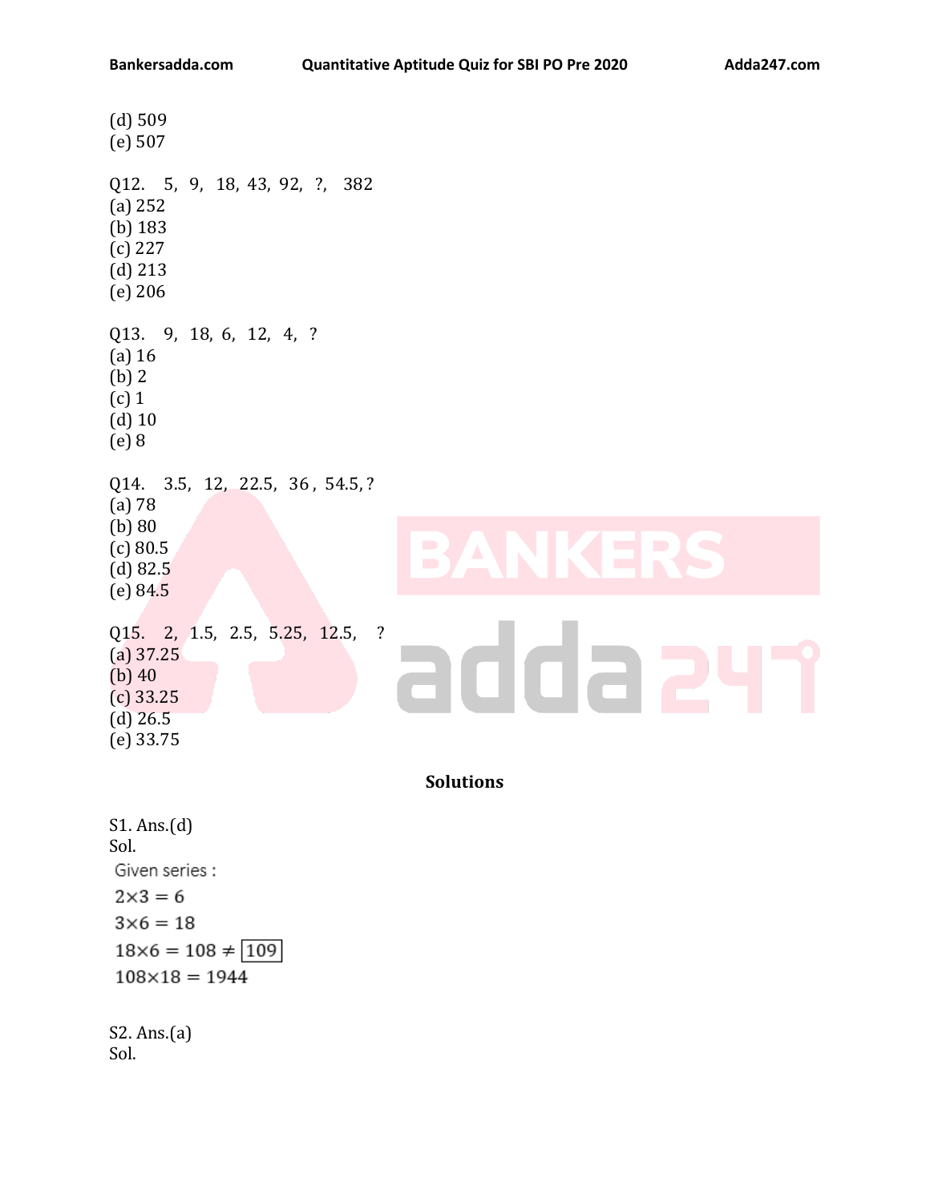(d) 509
(e) 507

Q12. 5, 9, 18, 43, 92, ?, 382
(a) 252
(b) 183
(c) 227
(d) 213
(e) 206

Q13. 9, 18, 6, 12, 4, ?
(a) 16
(b) 2
(c) 1
(d) 10
(e) 8

Q14. 3.5, 12, 22.5, 36 , 54.5, ?
(a) 78
(b) 80
(c) 80.5
(d) 82.5
(e) 84.5

Q15. 2, 1.5, 2.5, 5.25, 12.5, ?
(a) 37.25
(b) 40
(c) 33.25
(d) 26.5
(e) 33.75

## Solutions

S1. Ans.(d)
Sol.
Given series :
$2 \times 3 = 6$
$3 \times 6 = 18$
$18 \times 6 = 108 \neq \boxed{109}$
$108 \times 18 = 1944$

S2. Ans.(a)
Sol.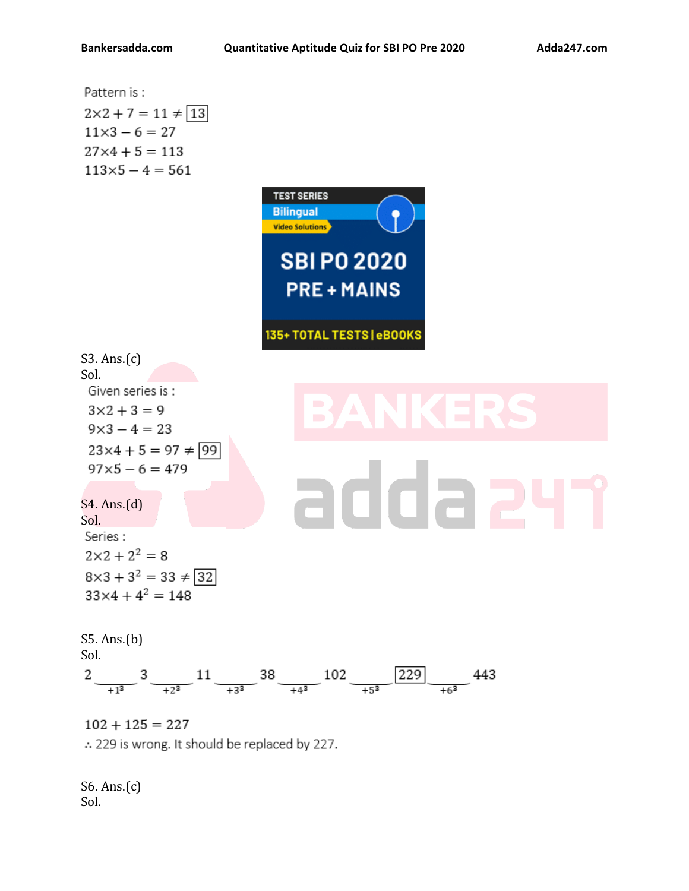Pattern is :

$2 \times 2 + 7 = 11 \neq \boxed{13}$

$11 \times 3 - 6 = 27$

$27 \times 4 + 5 = 113$

$113 \times 5 - 4 = 561$

S3. Ans.(c)

Sol.

Given series is :

$3 \times 2 + 3 = 9$

$9 \times 3 - 4 = 23$

$23 \times 4 + 5 = 97 \neq \boxed{99}$

$97 \times 5 - 6 = 479$

S4. Ans.(d)

Sol.

Series :

$2 \times 2 + 2^2 = 8$

$8 \times 3 + 3^2 = 33 \neq \boxed{32}$

$33 \times 4 + 4^2 = 148$

S5. Ans.(b)

Sol.

$$2 \underset{+1^3}{\_\_\_} 3 \underset{+2^3}{\_\_\_} 11 \underset{+3^3}{\_\_\_} 38 \underset{+4^3}{\_\_\_} 102 \underset{+5^3}{\_\_\_} \boxed{229} \underset{+6^3}{\_\_\_} 443$$

$102 + 125 = 227$

$\therefore$ 229 is wrong. It should be replaced by 227.

S6. Ans.(c)

Sol.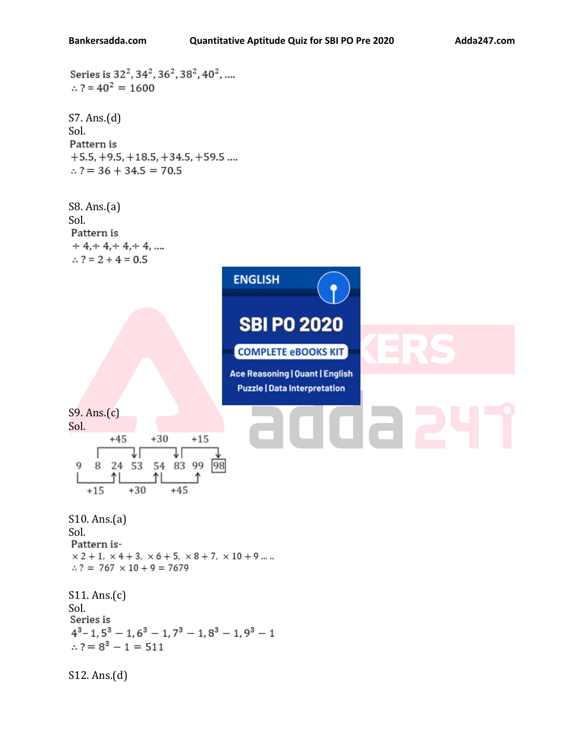Series is $32^2, 34^2, 36^2, 38^2, 40^2, \ldots$

$\therefore ? = 40^2 = 1600$

S7. Ans.(d)

Sol.

Pattern is

$+5.5, +9.5, +18.5, +34.5, +59.5 \ldots$

$\therefore ? = 36 + 34.5 = 70.5$

S8. Ans.(a)

Sol.

Pattern is

$\div 4, \div 4, \div 4, \div 4, \ldots$

$\therefore ? = 2 \div 4 = 0.5$

ENGLISH

SBI PO 2020

COMPLETE eBOOKS KIT

Ace Reasoning | Quant | English

Puzzle | Data Interpretation

S9. Ans.(c)

Sol.

9 8 24 53 54 83 99 98

Top: +45, +30, +15

Bottom: +15, +30, +45

S10. Ans.(a)

Sol.

Pattern is-

$\times 2 + 1, \times 4 + 3, \times 6 + 5, \times 8 + 7, \times 10 + 9 \ldots$

$\therefore ? = 767 \times 10 + 9 = 7679$

S11. Ans.(c)

Sol.

Series is

$4^3 - 1, 5^3 - 1, 6^3 - 1, 7^3 - 1, 8^3 - 1, 9^3 - 1$

$\therefore ? = 8^3 - 1 = 511$

S12. Ans.(d)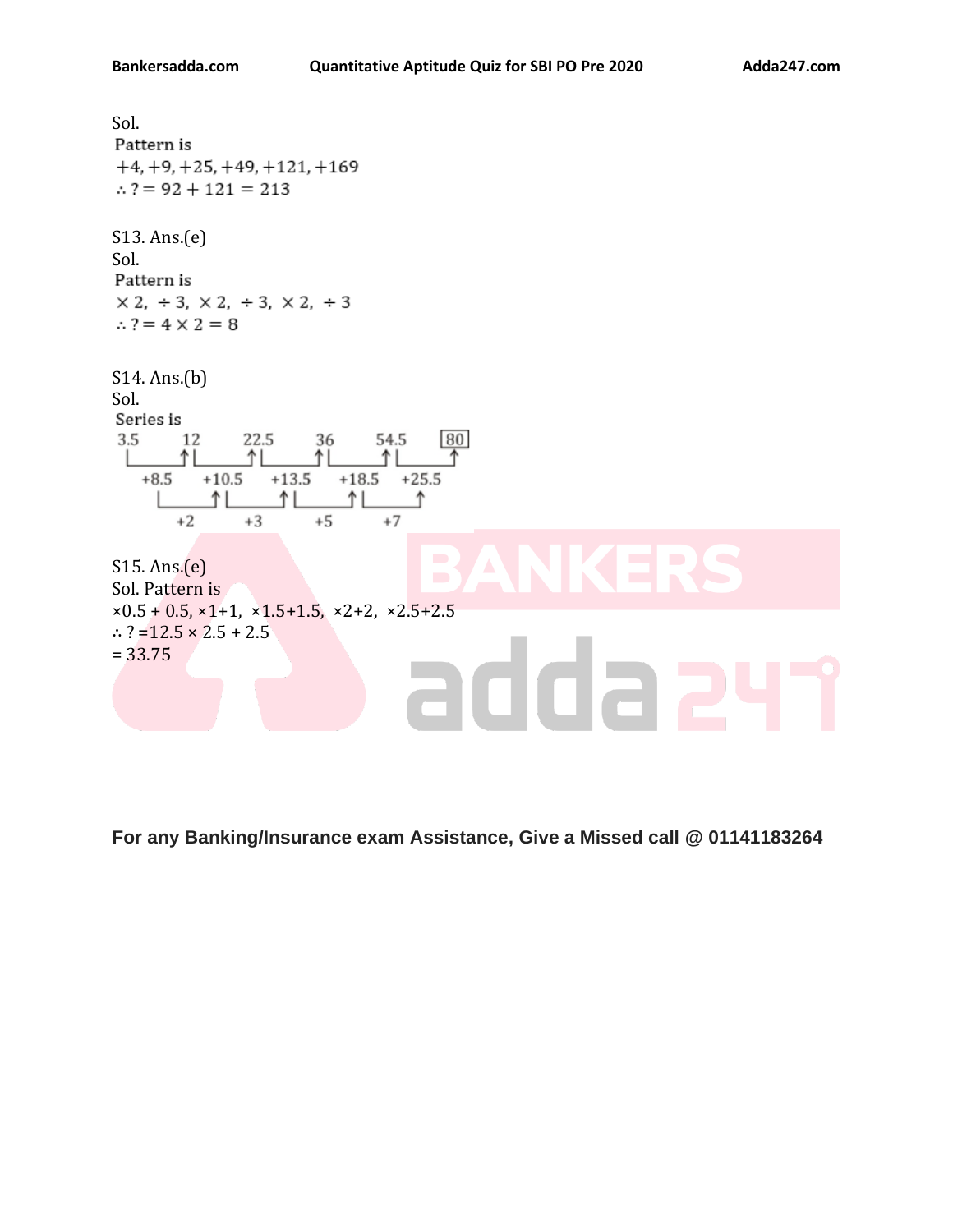Sol.

Pattern is

$+4, +9, +25, +49, +121, +169$

$\therefore ? = 92 + 121 = 213$

S13. Ans.(e)

Sol.

Pattern is

$\times 2,\ \div 3,\ \times 2,\ \div 3,\ \times 2,\ \div 3$

$\therefore ? = 4 \times 2 = 8$

S14. Ans.(b)

Sol.

Series is

3.5 12 22.5 36 54.5 80

+8.5 +10.5 +13.5 +18.5 +25.5

+2 +3 +5 +7

S15. Ans.(e)

Sol. Pattern is

$\times 0.5 + 0.5,\ \times 1 + 1,\ \times 1.5 + 1.5,\ \times 2 + 2,\ \times 2.5 + 2.5$

$\therefore ? = 12.5 \times 2.5 + 2.5$

$= 33.75$

**For any Banking/Insurance exam Assistance, Give a Missed call @ 01141183264**